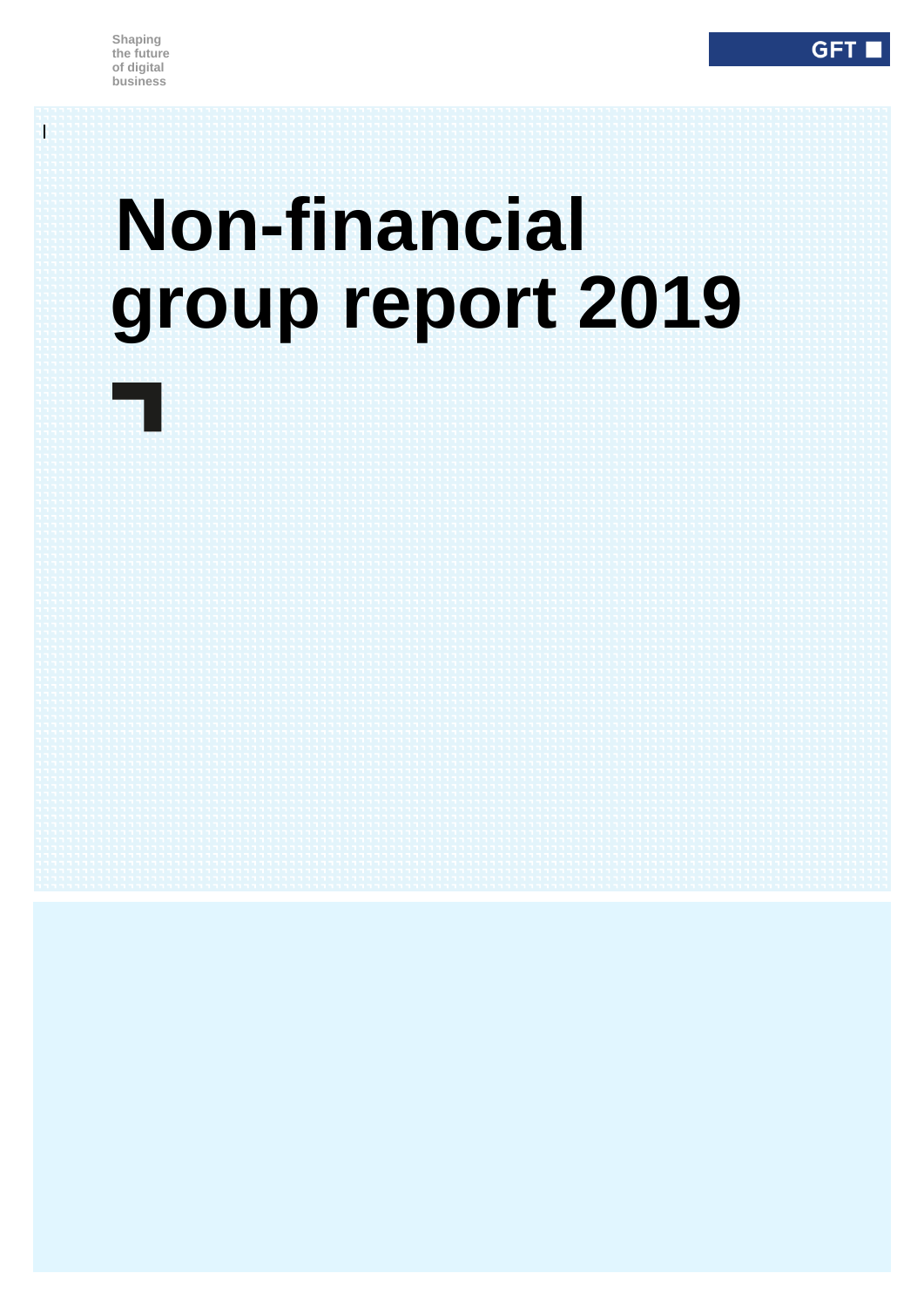Shaping
the future
of digital
business

GFT

# Non-financial group report 2019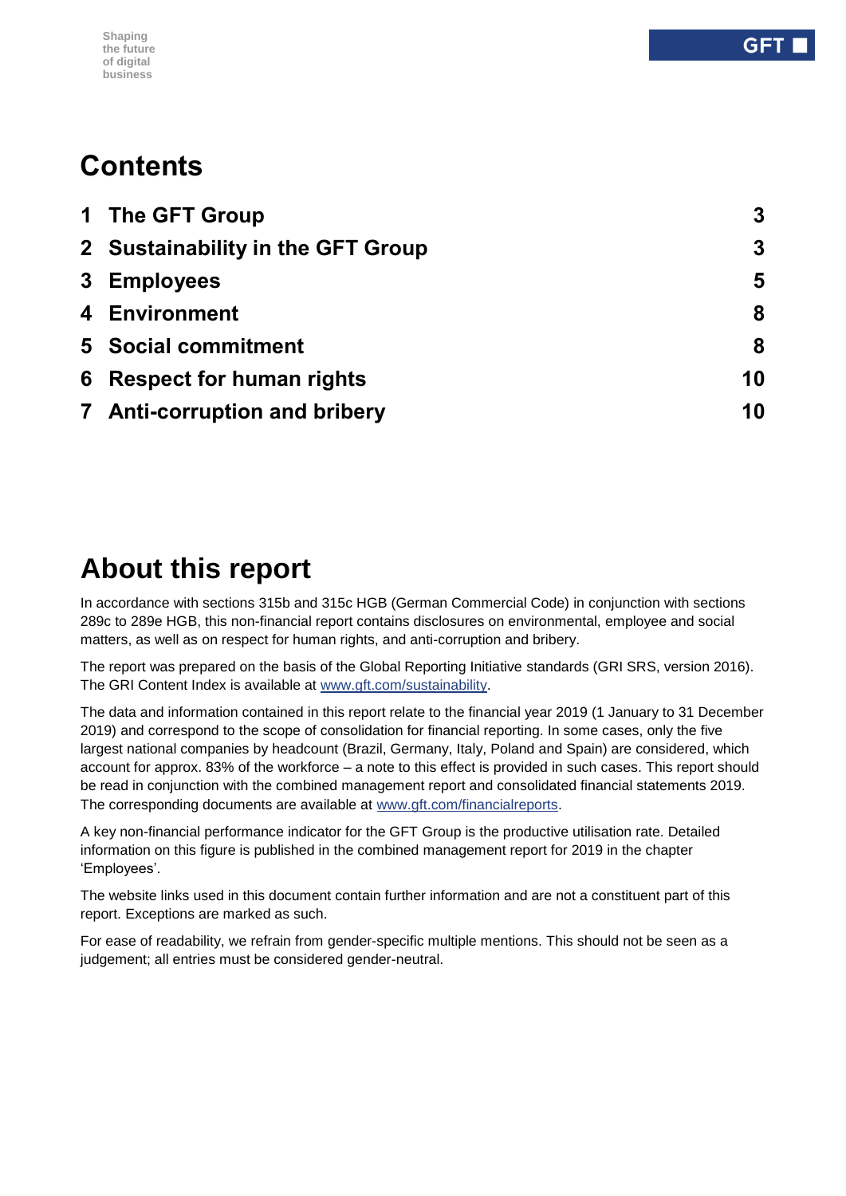# Contents

| | | |
|---|---|---|
| 1 | The GFT Group | 3 |
| 2 | Sustainability in the GFT Group | 3 |
| 3 | Employees | 5 |
| 4 | Environment | 8 |
| 5 | Social commitment | 8 |
| 6 | Respect for human rights | 10 |
| 7 | Anti-corruption and bribery | 10 |

# About this report

In accordance with sections 315b and 315c HGB (German Commercial Code) in conjunction with sections 289c to 289e HGB, this non-financial report contains disclosures on environmental, employee and social matters, as well as on respect for human rights, and anti-corruption and bribery.

The report was prepared on the basis of the Global Reporting Initiative standards (GRI SRS, version 2016). The GRI Content Index is available at [www.gft.com/sustainability](www.gft.com/sustainability).

The data and information contained in this report relate to the financial year 2019 (1 January to 31 December 2019) and correspond to the scope of consolidation for financial reporting. In some cases, only the five largest national companies by headcount (Brazil, Germany, Italy, Poland and Spain) are considered, which account for approx. 83% of the workforce – a note to this effect is provided in such cases. This report should be read in conjunction with the combined management report and consolidated financial statements 2019. The corresponding documents are available at [www.gft.com/financialreports](www.gft.com/financialreports).

A key non-financial performance indicator for the GFT Group is the productive utilisation rate. Detailed information on this figure is published in the combined management report for 2019 in the chapter 'Employees'.

The website links used in this document contain further information and are not a constituent part of this report. Exceptions are marked as such.

For ease of readability, we refrain from gender-specific multiple mentions. This should not be seen as a judgement; all entries must be considered gender-neutral.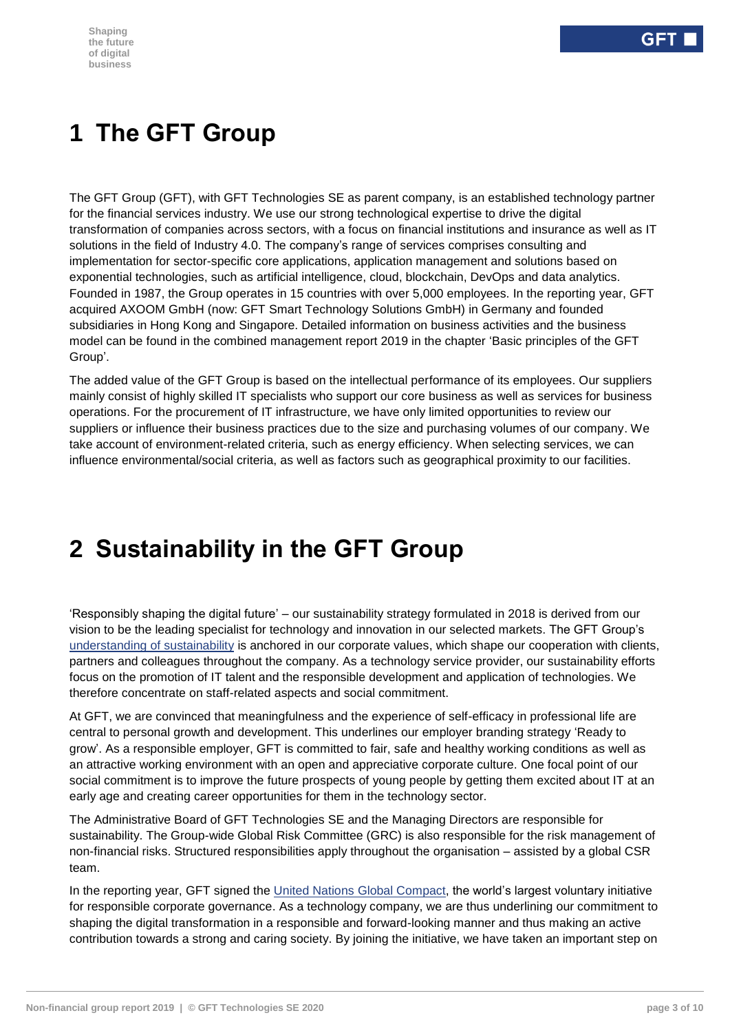# 1 The GFT Group

The GFT Group (GFT), with GFT Technologies SE as parent company, is an established technology partner for the financial services industry. We use our strong technological expertise to drive the digital transformation of companies across sectors, with a focus on financial institutions and insurance as well as IT solutions in the field of Industry 4.0. The company's range of services comprises consulting and implementation for sector-specific core applications, application management and solutions based on exponential technologies, such as artificial intelligence, cloud, blockchain, DevOps and data analytics. Founded in 1987, the Group operates in 15 countries with over 5,000 employees. In the reporting year, GFT acquired AXOOM GmbH (now: GFT Smart Technology Solutions GmbH) in Germany and founded subsidiaries in Hong Kong and Singapore. Detailed information on business activities and the business model can be found in the combined management report 2019 in the chapter 'Basic principles of the GFT Group'.

The added value of the GFT Group is based on the intellectual performance of its employees. Our suppliers mainly consist of highly skilled IT specialists who support our core business as well as services for business operations. For the procurement of IT infrastructure, we have only limited opportunities to review our suppliers or influence their business practices due to the size and purchasing volumes of our company. We take account of environment-related criteria, such as energy efficiency. When selecting services, we can influence environmental/social criteria, as well as factors such as geographical proximity to our facilities.

# 2 Sustainability in the GFT Group

'Responsibly shaping the digital future' – our sustainability strategy formulated in 2018 is derived from our vision to be the leading specialist for technology and innovation in our selected markets. The GFT Group's understanding of sustainability is anchored in our corporate values, which shape our cooperation with clients, partners and colleagues throughout the company. As a technology service provider, our sustainability efforts focus on the promotion of IT talent and the responsible development and application of technologies. We therefore concentrate on staff-related aspects and social commitment.

At GFT, we are convinced that meaningfulness and the experience of self-efficacy in professional life are central to personal growth and development. This underlines our employer branding strategy 'Ready to grow'. As a responsible employer, GFT is committed to fair, safe and healthy working conditions as well as an attractive working environment with an open and appreciative corporate culture. One focal point of our social commitment is to improve the future prospects of young people by getting them excited about IT at an early age and creating career opportunities for them in the technology sector.

The Administrative Board of GFT Technologies SE and the Managing Directors are responsible for sustainability. The Group-wide Global Risk Committee (GRC) is also responsible for the risk management of non-financial risks. Structured responsibilities apply throughout the organisation – assisted by a global CSR team.

In the reporting year, GFT signed the United Nations Global Compact, the world's largest voluntary initiative for responsible corporate governance. As a technology company, we are thus underlining our commitment to shaping the digital transformation in a responsible and forward-looking manner and thus making an active contribution towards a strong and caring society. By joining the initiative, we have taken an important step on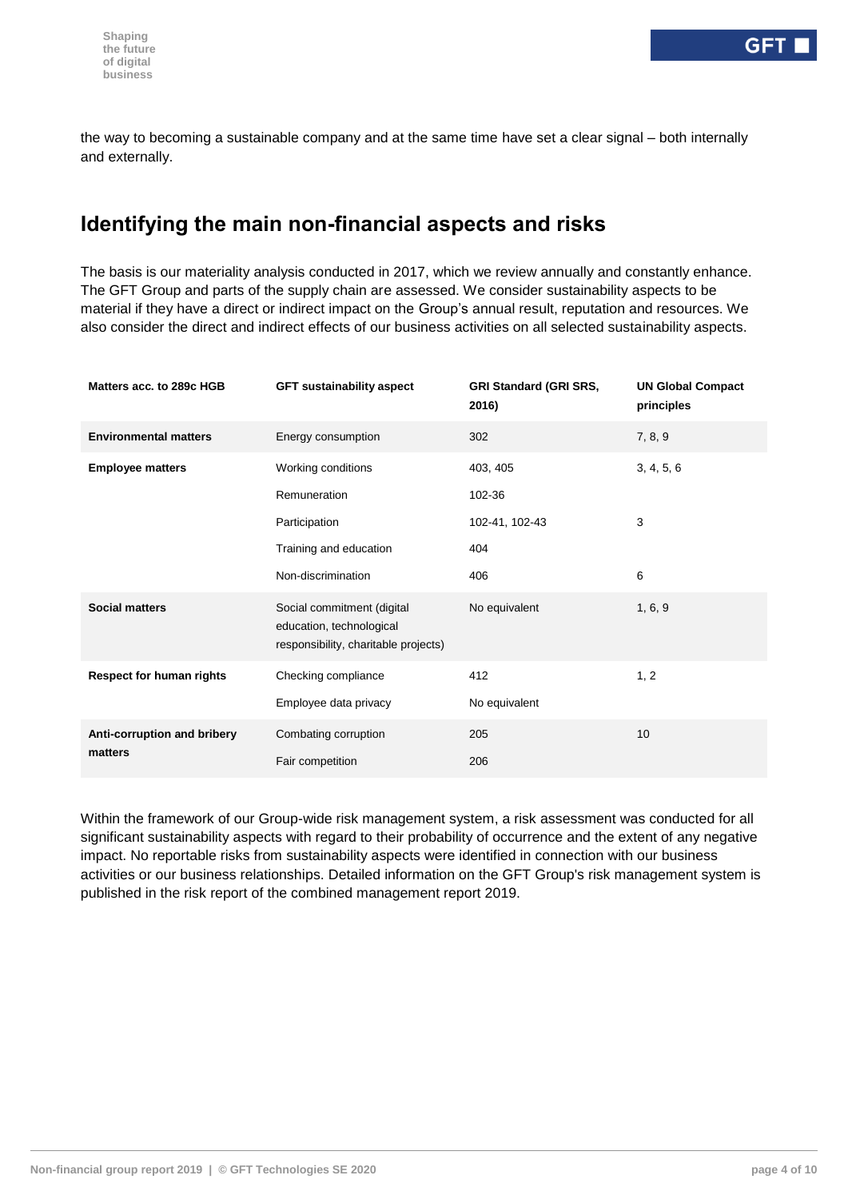the way to becoming a sustainable company and at the same time have set a clear signal – both internally and externally.

## Identifying the main non-financial aspects and risks

The basis is our materiality analysis conducted in 2017, which we review annually and constantly enhance. The GFT Group and parts of the supply chain are assessed. We consider sustainability aspects to be material if they have a direct or indirect impact on the Group's annual result, reputation and resources. We also consider the direct and indirect effects of our business activities on all selected sustainability aspects.

| Matters acc. to 289c HGB | GFT sustainability aspect | GRI Standard (GRI SRS, 2016) | UN Global Compact principles |
|---|---|---|---|
| **Environmental matters** | Energy consumption | 302 | 7, 8, 9 |
| **Employee matters** | Working conditions | 403, 405 | 3, 4, 5, 6 |
| | Remuneration | 102-36 | |
| | Participation | 102-41, 102-43 | 3 |
| | Training and education | 404 | |
| | Non-discrimination | 406 | 6 |
| **Social matters** | Social commitment (digital education, technological responsibility, charitable projects) | No equivalent | 1, 6, 9 |
| **Respect for human rights** | Checking compliance | 412 | 1, 2 |
| | Employee data privacy | No equivalent | |
| **Anti-corruption and bribery matters** | Combating corruption | 205 | 10 |
| | Fair competition | 206 | |

Within the framework of our Group-wide risk management system, a risk assessment was conducted for all significant sustainability aspects with regard to their probability of occurrence and the extent of any negative impact. No reportable risks from sustainability aspects were identified in connection with our business activities or our business relationships. Detailed information on the GFT Group's risk management system is published in the risk report of the combined management report 2019.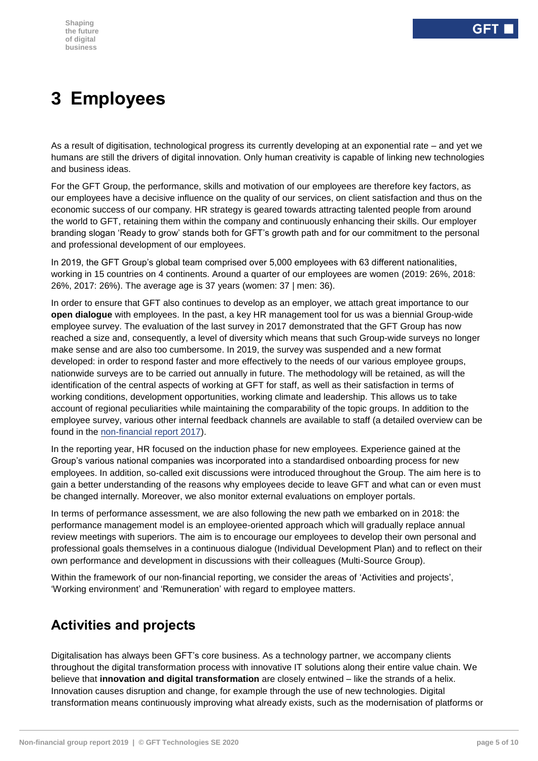# 3 Employees

As a result of digitisation, technological progress its currently developing at an exponential rate – and yet we humans are still the drivers of digital innovation. Only human creativity is capable of linking new technologies and business ideas.

For the GFT Group, the performance, skills and motivation of our employees are therefore key factors, as our employees have a decisive influence on the quality of our services, on client satisfaction and thus on the economic success of our company. HR strategy is geared towards attracting talented people from around the world to GFT, retaining them within the company and continuously enhancing their skills. Our employer branding slogan 'Ready to grow' stands both for GFT's growth path and for our commitment to the personal and professional development of our employees.

In 2019, the GFT Group's global team comprised over 5,000 employees with 63 different nationalities, working in 15 countries on 4 continents. Around a quarter of our employees are women (2019: 26%, 2018: 26%, 2017: 26%). The average age is 37 years (women: 37 | men: 36).

In order to ensure that GFT also continues to develop as an employer, we attach great importance to our **open dialogue** with employees. In the past, a key HR management tool for us was a biennial Group-wide employee survey. The evaluation of the last survey in 2017 demonstrated that the GFT Group has now reached a size and, consequently, a level of diversity which means that such Group-wide surveys no longer make sense and are also too cumbersome. In 2019, the survey was suspended and a new format developed: in order to respond faster and more effectively to the needs of our various employee groups, nationwide surveys are to be carried out annually in future. The methodology will be retained, as will the identification of the central aspects of working at GFT for staff, as well as their satisfaction in terms of working conditions, development opportunities, working climate and leadership. This allows us to take account of regional peculiarities while maintaining the comparability of the topic groups. In addition to the employee survey, various other internal feedback channels are available to staff (a detailed overview can be found in the non-financial report 2017).

In the reporting year, HR focused on the induction phase for new employees. Experience gained at the Group's various national companies was incorporated into a standardised onboarding process for new employees. In addition, so-called exit discussions were introduced throughout the Group. The aim here is to gain a better understanding of the reasons why employees decide to leave GFT and what can or even must be changed internally. Moreover, we also monitor external evaluations on employer portals.

In terms of performance assessment, we are also following the new path we embarked on in 2018: the performance management model is an employee-oriented approach which will gradually replace annual review meetings with superiors. The aim is to encourage our employees to develop their own personal and professional goals themselves in a continuous dialogue (Individual Development Plan) and to reflect on their own performance and development in discussions with their colleagues (Multi-Source Group).

Within the framework of our non-financial reporting, we consider the areas of 'Activities and projects', 'Working environment' and 'Remuneration' with regard to employee matters.

## Activities and projects

Digitalisation has always been GFT's core business. As a technology partner, we accompany clients throughout the digital transformation process with innovative IT solutions along their entire value chain. We believe that **innovation and digital transformation** are closely entwined – like the strands of a helix. Innovation causes disruption and change, for example through the use of new technologies. Digital transformation means continuously improving what already exists, such as the modernisation of platforms or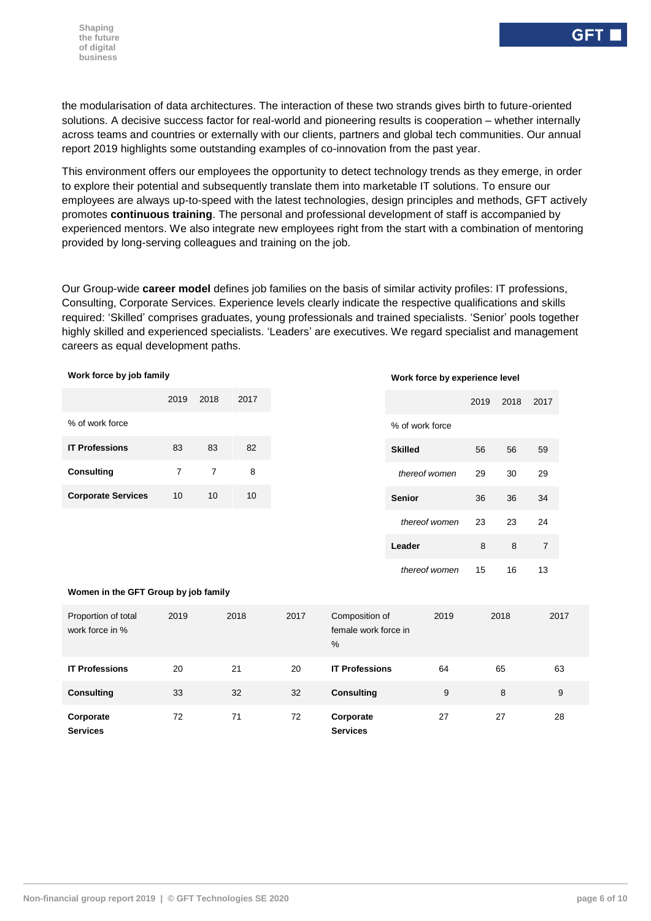the modularisation of data architectures. The interaction of these two strands gives birth to future-oriented solutions. A decisive success factor for real-world and pioneering results is cooperation – whether internally across teams and countries or externally with our clients, partners and global tech communities. Our annual report 2019 highlights some outstanding examples of co-innovation from the past year.

This environment offers our employees the opportunity to detect technology trends as they emerge, in order to explore their potential and subsequently translate them into marketable IT solutions. To ensure our employees are always up-to-speed with the latest technologies, design principles and methods, GFT actively promotes **continuous training**. The personal and professional development of staff is accompanied by experienced mentors. We also integrate new employees right from the start with a combination of mentoring provided by long-serving colleagues and training on the job.

Our Group-wide **career model** defines job families on the basis of similar activity profiles: IT professions, Consulting, Corporate Services. Experience levels clearly indicate the respective qualifications and skills required: 'Skilled' comprises graduates, young professionals and trained specialists. 'Senior' pools together highly skilled and experienced specialists. 'Leaders' are executives. We regard specialist and management careers as equal development paths.

**Work force by job family**

| | 2019 | 2018 | 2017 |
|---|---|---|---|
| % of work force | | | |
| **IT Professions** | 83 | 83 | 82 |
| **Consulting** | 7 | 7 | 8 |
| **Corporate Services** | 10 | 10 | 10 |

**Work force by experience level**

| | 2019 | 2018 | 2017 |
|---|---|---|---|
| % of work force | | | |
| **Skilled** | 56 | 56 | 59 |
| *thereof women* | 29 | 30 | 29 |
| **Senior** | 36 | 36 | 34 |
| *thereof women* | 23 | 23 | 24 |
| **Leader** | 8 | 8 | 7 |
| *thereof women* | 15 | 16 | 13 |

**Women in the GFT Group by job family**

| Proportion of total work force in % | 2019 | 2018 | 2017 | Composition of female work force in % | 2019 | 2018 | 2017 |
|---|---|---|---|---|---|---|---|
| **IT Professions** | 20 | 21 | 20 | **IT Professions** | 64 | 65 | 63 |
| **Consulting** | 33 | 32 | 32 | **Consulting** | 9 | 8 | 9 |
| **Corporate Services** | 72 | 71 | 72 | **Corporate Services** | 27 | 27 | 28 |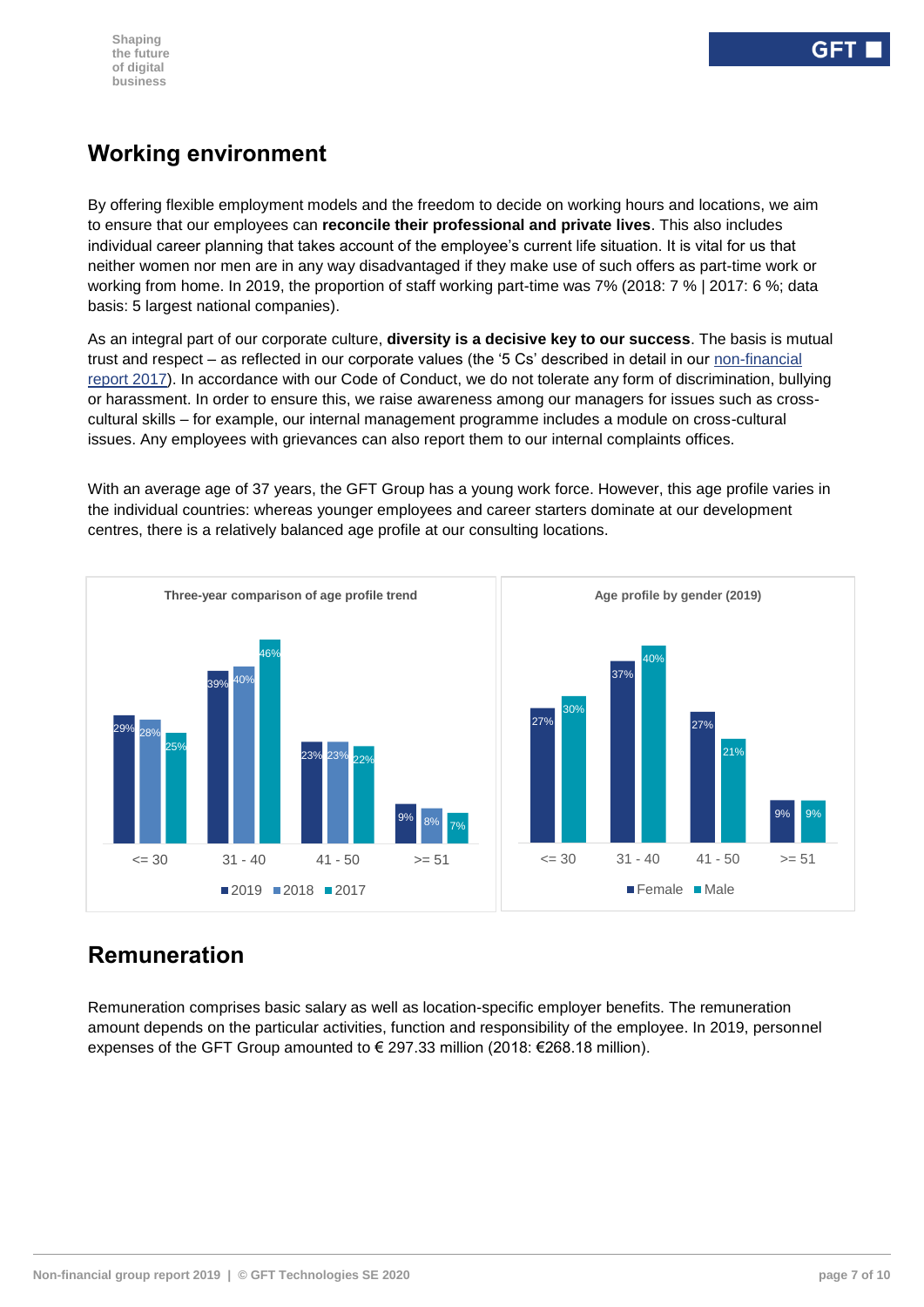## Working environment

By offering flexible employment models and the freedom to decide on working hours and locations, we aim to ensure that our employees can **reconcile their professional and private lives**. This also includes individual career planning that takes account of the employee's current life situation. It is vital for us that neither women nor men are in any way disadvantaged if they make use of such offers as part-time work or working from home. In 2019, the proportion of staff working part-time was 7% (2018: 7 % | 2017: 6 %; data basis: 5 largest national companies).

As an integral part of our corporate culture, **diversity is a decisive key to our success**. The basis is mutual trust and respect – as reflected in our corporate values (the '5 Cs' described in detail in our non-financial report 2017). In accordance with our Code of Conduct, we do not tolerate any form of discrimination, bullying or harassment. In order to ensure this, we raise awareness among our managers for issues such as cross-cultural skills – for example, our internal management programme includes a module on cross-cultural issues. Any employees with grievances can also report them to our internal complaints offices.

With an average age of 37 years, the GFT Group has a young work force. However, this age profile varies in the individual countries: whereas younger employees and career starters dominate at our development centres, there is a relatively balanced age profile at our consulting locations.

**Three-year comparison of age profile trend**

| | <= 30 | 31 - 40 | 41 - 50 | >= 51 |
|---|---|---|---|---|
| 2019 | 29% | 39% | 23% | 9% |
| 2018 | 28% | 40% | 23% | 8% |
| 2017 | 25% | 46% | 22% | 7% |

**Age profile by gender (2019)**

| | <= 30 | 31 - 40 | 41 - 50 | >= 51 |
|---|---|---|---|---|
| Female | 27% | 37% | 27% | 9% |
| Male | 30% | 40% | 21% | 9% |

## Remuneration

Remuneration comprises basic salary as well as location-specific employer benefits. The remuneration amount depends on the particular activities, function and responsibility of the employee. In 2019, personnel expenses of the GFT Group amounted to € 297.33 million (2018: €268.18 million).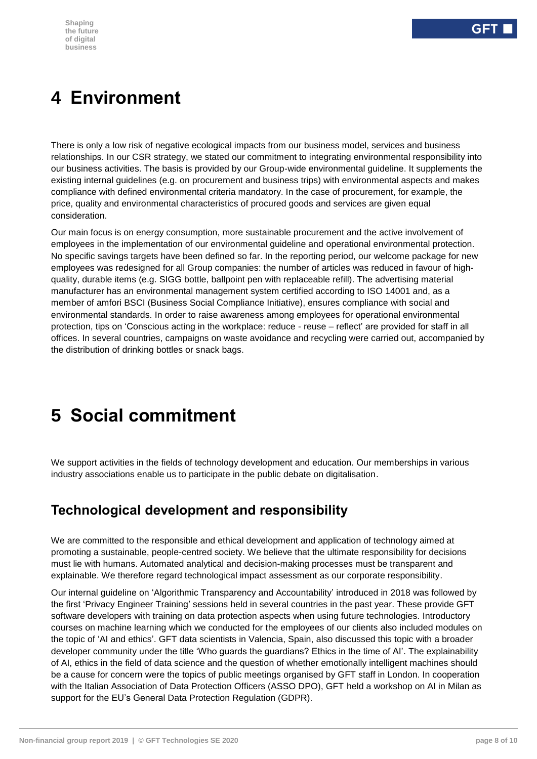# 4 Environment

There is only a low risk of negative ecological impacts from our business model, services and business relationships. In our CSR strategy, we stated our commitment to integrating environmental responsibility into our business activities. The basis is provided by our Group-wide environmental guideline. It supplements the existing internal guidelines (e.g. on procurement and business trips) with environmental aspects and makes compliance with defined environmental criteria mandatory. In the case of procurement, for example, the price, quality and environmental characteristics of procured goods and services are given equal consideration.

Our main focus is on energy consumption, more sustainable procurement and the active involvement of employees in the implementation of our environmental guideline and operational environmental protection. No specific savings targets have been defined so far. In the reporting period, our welcome package for new employees was redesigned for all Group companies: the number of articles was reduced in favour of high-quality, durable items (e.g. SIGG bottle, ballpoint pen with replaceable refill). The advertising material manufacturer has an environmental management system certified according to ISO 14001 and, as a member of amfori BSCI (Business Social Compliance Initiative), ensures compliance with social and environmental standards. In order to raise awareness among employees for operational environmental protection, tips on 'Conscious acting in the workplace: reduce - reuse – reflect' are provided for staff in all offices. In several countries, campaigns on waste avoidance and recycling were carried out, accompanied by the distribution of drinking bottles or snack bags.

# 5 Social commitment

We support activities in the fields of technology development and education. Our memberships in various industry associations enable us to participate in the public debate on digitalisation.

## Technological development and responsibility

We are committed to the responsible and ethical development and application of technology aimed at promoting a sustainable, people-centred society. We believe that the ultimate responsibility for decisions must lie with humans. Automated analytical and decision-making processes must be transparent and explainable. We therefore regard technological impact assessment as our corporate responsibility.

Our internal guideline on 'Algorithmic Transparency and Accountability' introduced in 2018 was followed by the first 'Privacy Engineer Training' sessions held in several countries in the past year. These provide GFT software developers with training on data protection aspects when using future technologies. Introductory courses on machine learning which we conducted for the employees of our clients also included modules on the topic of 'AI and ethics'. GFT data scientists in Valencia, Spain, also discussed this topic with a broader developer community under the title 'Who guards the guardians? Ethics in the time of AI'. The explainability of AI, ethics in the field of data science and the question of whether emotionally intelligent machines should be a cause for concern were the topics of public meetings organised by GFT staff in London. In cooperation with the Italian Association of Data Protection Officers (ASSO DPO), GFT held a workshop on AI in Milan as support for the EU's General Data Protection Regulation (GDPR).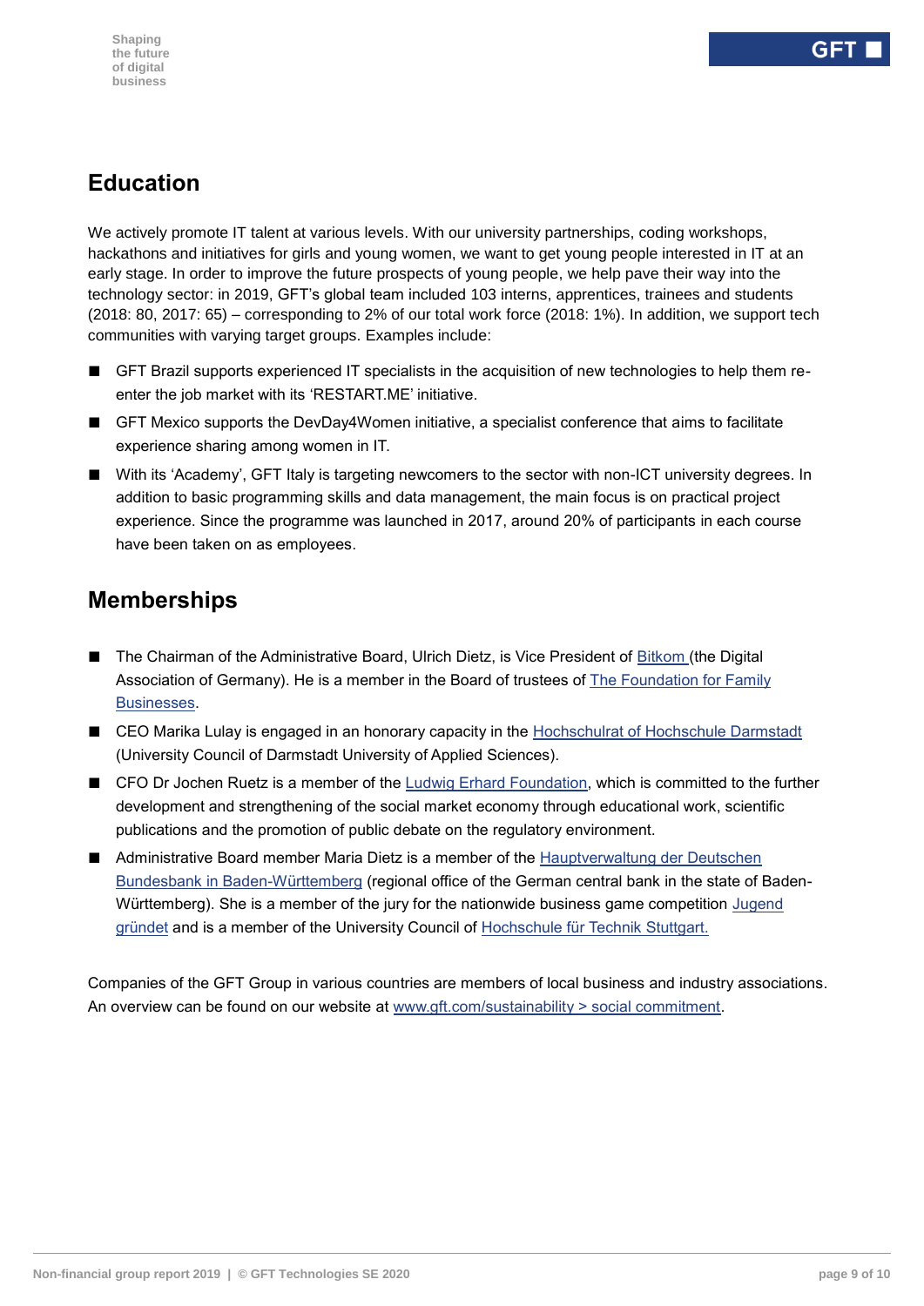## Education

We actively promote IT talent at various levels. With our university partnerships, coding workshops, hackathons and initiatives for girls and young women, we want to get young people interested in IT at an early stage. In order to improve the future prospects of young people, we help pave their way into the technology sector: in 2019, GFT's global team included 103 interns, apprentices, trainees and students (2018: 80, 2017: 65) – corresponding to 2% of our total work force (2018: 1%). In addition, we support tech communities with varying target groups. Examples include:

- GFT Brazil supports experienced IT specialists in the acquisition of new technologies to help them re-enter the job market with its 'RESTART.ME' initiative.
- GFT Mexico supports the DevDay4Women initiative, a specialist conference that aims to facilitate experience sharing among women in IT.
- With its 'Academy', GFT Italy is targeting newcomers to the sector with non-ICT university degrees. In addition to basic programming skills and data management, the main focus is on practical project experience. Since the programme was launched in 2017, around 20% of participants in each course have been taken on as employees.

## Memberships

- The Chairman of the Administrative Board, Ulrich Dietz, is Vice President of Bitkom (the Digital Association of Germany). He is a member in the Board of trustees of The Foundation for Family Businesses.
- CEO Marika Lulay is engaged in an honorary capacity in the Hochschulrat of Hochschule Darmstadt (University Council of Darmstadt University of Applied Sciences).
- CFO Dr Jochen Ruetz is a member of the Ludwig Erhard Foundation, which is committed to the further development and strengthening of the social market economy through educational work, scientific publications and the promotion of public debate on the regulatory environment.
- Administrative Board member Maria Dietz is a member of the Hauptverwaltung der Deutschen Bundesbank in Baden-Württemberg (regional office of the German central bank in the state of Baden-Württemberg). She is a member of the jury for the nationwide business game competition Jugend gründet and is a member of the University Council of Hochschule für Technik Stuttgart.

Companies of the GFT Group in various countries are members of local business and industry associations. An overview can be found on our website at www.gft.com/sustainability > social commitment.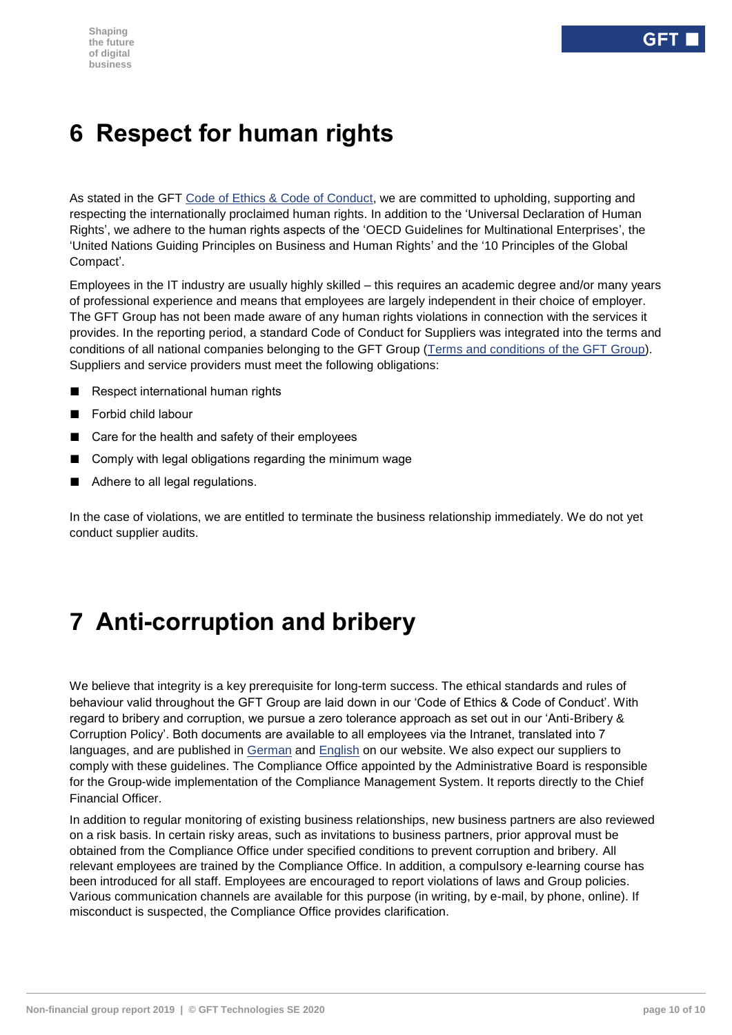# 6 Respect for human rights

As stated in the GFT Code of Ethics & Code of Conduct, we are committed to upholding, supporting and respecting the internationally proclaimed human rights. In addition to the 'Universal Declaration of Human Rights', we adhere to the human rights aspects of the 'OECD Guidelines for Multinational Enterprises', the 'United Nations Guiding Principles on Business and Human Rights' and the '10 Principles of the Global Compact'.

Employees in the IT industry are usually highly skilled – this requires an academic degree and/or many years of professional experience and means that employees are largely independent in their choice of employer. The GFT Group has not been made aware of any human rights violations in connection with the services it provides. In the reporting period, a standard Code of Conduct for Suppliers was integrated into the terms and conditions of all national companies belonging to the GFT Group (Terms and conditions of the GFT Group). Suppliers and service providers must meet the following obligations:

- Respect international human rights
- Forbid child labour
- Care for the health and safety of their employees
- Comply with legal obligations regarding the minimum wage
- Adhere to all legal regulations.

In the case of violations, we are entitled to terminate the business relationship immediately. We do not yet conduct supplier audits.

# 7 Anti-corruption and bribery

We believe that integrity is a key prerequisite for long-term success. The ethical standards and rules of behaviour valid throughout the GFT Group are laid down in our 'Code of Ethics & Code of Conduct'. With regard to bribery and corruption, we pursue a zero tolerance approach as set out in our 'Anti-Bribery & Corruption Policy'. Both documents are available to all employees via the Intranet, translated into 7 languages, and are published in German and English on our website. We also expect our suppliers to comply with these guidelines. The Compliance Office appointed by the Administrative Board is responsible for the Group-wide implementation of the Compliance Management System. It reports directly to the Chief Financial Officer.

In addition to regular monitoring of existing business relationships, new business partners are also reviewed on a risk basis. In certain risky areas, such as invitations to business partners, prior approval must be obtained from the Compliance Office under specified conditions to prevent corruption and bribery. All relevant employees are trained by the Compliance Office. In addition, a compulsory e-learning course has been introduced for all staff. Employees are encouraged to report violations of laws and Group policies. Various communication channels are available for this purpose (in writing, by e-mail, by phone, online). If misconduct is suspected, the Compliance Office provides clarification.